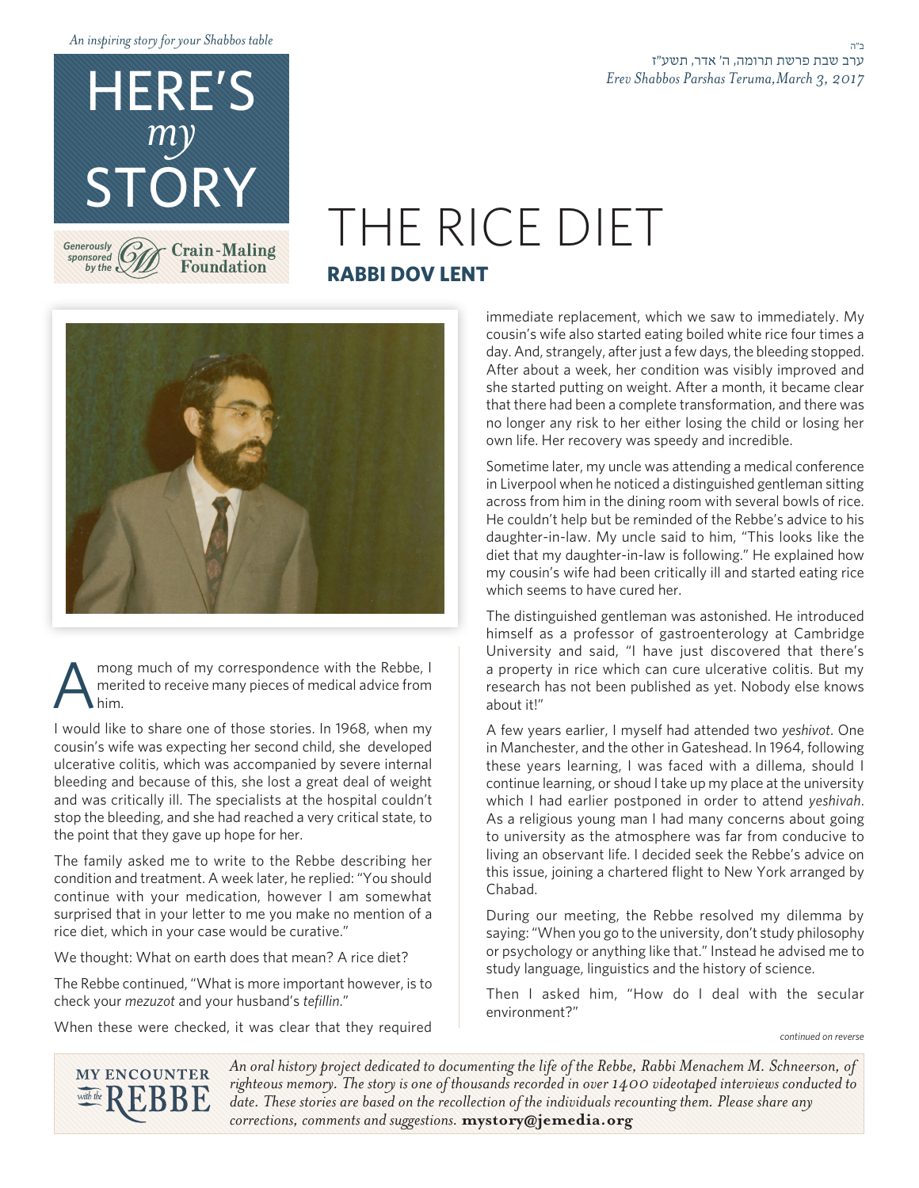*An inspiring story for your Shabbos table*

# HERE'S *my* STORY

*Generously sponsored by the* Crain-Maling Foundation

ב"ה

ערב שבת פרשת תרומה, ה' אדר, תשע"ז

*Erev Shabbos Parshas Teruma, March 3, 2017*

# THE RICE DIET

## RABBI DOV LENT

Among much of my correspondence with the Rebbe, I merited to receive many pieces of medical advice from him.

I would like to share one of those stories. In 1968, when my cousin's wife was expecting her second child, she developed ulcerative colitis, which was accompanied by severe internal bleeding and because of this, she lost a great deal of weight and was critically ill. The specialists at the hospital couldn't stop the bleeding, and she had reached a very critical state, to the point that they gave up hope for her.

The family asked me to write to the Rebbe describing her condition and treatment. A week later, he replied: "You should continue with your medication, however I am somewhat surprised that in your letter to me you make no mention of a rice diet, which in your case would be curative."

We thought: What on earth does that mean? A rice diet?

The Rebbe continued, "What is more important however, is to check your *mezuzot* and your husband's *tefillin*."

When these were checked, it was clear that they required immediate replacement, which we saw to immediately. My cousin's wife also started eating boiled white rice four times a day. And, strangely, after just a few days, the bleeding stopped. After about a week, her condition was visibly improved and she started putting on weight. After a month, it became clear that there had been a complete transformation, and there was no longer any risk to her either losing the child or losing her own life. Her recovery was speedy and incredible.

Sometime later, my uncle was attending a medical conference in Liverpool when he noticed a distinguished gentleman sitting across from him in the dining room with several bowls of rice. He couldn't help but be reminded of the Rebbe's advice to his daughter-in-law. My uncle said to him, "This looks like the diet that my daughter-in-law is following." He explained how my cousin's wife had been critically ill and started eating rice which seems to have cured her.

The distinguished gentleman was astonished. He introduced himself as a professor of gastroenterology at Cambridge University and said, "I have just discovered that there's a property in rice which can cure ulcerative colitis. But my research has not been published as yet. Nobody else knows about it!"

A few years earlier, I myself had attended two *yeshivot*. One in Manchester, and the other in Gateshead. In 1964, following these years learning, I was faced with a dillema, should I continue learning, or shoud I take up my place at the university which I had earlier postponed in order to attend *yeshivah*. As a religious young man I had many concerns about going to university as the atmosphere was far from conducive to living an observant life. I decided seek the Rebbe's advice on this issue, joining a chartered flight to New York arranged by Chabad.

During our meeting, the Rebbe resolved my dilemma by saying: "When you go to the university, don't study philosophy or psychology or anything like that." Instead he advised me to study language, linguistics and the history of science.

Then I asked him, "How do I deal with the secular environment?"

*continued on reverse*

MY ENCOUNTER *with the* REBBE

*An oral history project dedicated to documenting the life of the Rebbe, Rabbi Menachem M. Schneerson, of righteous memory. The story is one of thousands recorded in over 1400 videotaped interviews conducted to date. These stories are based on the recollection of the individuals recounting them. Please share any corrections, comments and suggestions.* **mystory@jemedia.org**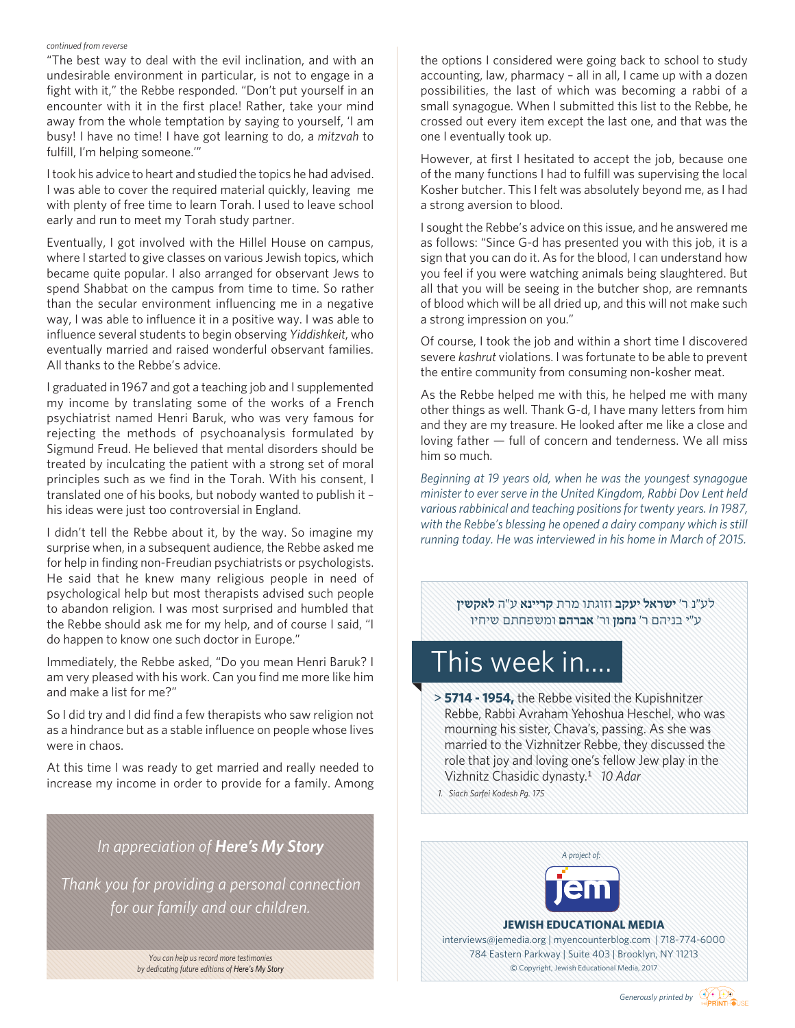*continued from reverse*

"The best way to deal with the evil inclination, and with an undesirable environment in particular, is not to engage in a fight with it," the Rebbe responded. "Don't put yourself in an encounter with it in the first place! Rather, take your mind away from the whole temptation by saying to yourself, 'I am busy! I have no time! I have got learning to do, a *mitzvah* to fulfill, I'm helping someone.'"

I took his advice to heart and studied the topics he had advised. I was able to cover the required material quickly, leaving me with plenty of free time to learn Torah. I used to leave school early and run to meet my Torah study partner.

Eventually, I got involved with the Hillel House on campus, where I started to give classes on various Jewish topics, which became quite popular. I also arranged for observant Jews to spend Shabbat on the campus from time to time. So rather than the secular environment influencing me in a negative way, I was able to influence it in a positive way. I was able to influence several students to begin observing *Yiddishkeit*, who eventually married and raised wonderful observant families. All thanks to the Rebbe's advice.

I graduated in 1967 and got a teaching job and I supplemented my income by translating some of the works of a French psychiatrist named Henri Baruk, who was very famous for rejecting the methods of psychoanalysis formulated by Sigmund Freud. He believed that mental disorders should be treated by inculcating the patient with a strong set of moral principles such as we find in the Torah. With his consent, I translated one of his books, but nobody wanted to publish it – his ideas were just too controversial in England.

I didn't tell the Rebbe about it, by the way. So imagine my surprise when, in a subsequent audience, the Rebbe asked me for help in finding non-Freudian psychiatrists or psychologists. He said that he knew many religious people in need of psychological help but most therapists advised such people to abandon religion. I was most surprised and humbled that the Rebbe should ask me for my help, and of course I said, "I do happen to know one such doctor in Europe."

Immediately, the Rebbe asked, "Do you mean Henri Baruk? I am very pleased with his work. Can you find me more like him and make a list for me?"

So I did try and I did find a few therapists who saw religion not as a hindrance but as a stable influence on people whose lives were in chaos.

At this time I was ready to get married and really needed to increase my income in order to provide for a family. Among the options I considered were going back to school to study accounting, law, pharmacy – all in all, I came up with a dozen possibilities, the last of which was becoming a rabbi of a small synagogue. When I submitted this list to the Rebbe, he crossed out every item except the last one, and that was the one I eventually took up.

However, at first I hesitated to accept the job, because one of the many functions I had to fulfill was supervising the local Kosher butcher. This I felt was absolutely beyond me, as I had a strong aversion to blood.

I sought the Rebbe's advice on this issue, and he answered me as follows: "Since G-d has presented you with this job, it is a sign that you can do it. As for the blood, I can understand how you feel if you were watching animals being slaughtered. But all that you will be seeing in the butcher shop, are remnants of blood which will be all dried up, and this will not make such a strong impression on you."

Of course, I took the job and within a short time I discovered severe *kashrut* violations. I was fortunate to be able to prevent the entire community from consuming non-kosher meat.

As the Rebbe helped me with this, he helped me with many other things as well. Thank G-d, I have many letters from him and they are my treasure. He looked after me like a close and loving father — full of concern and tenderness. We all miss him so much.

*Beginning at 19 years old, when he was the youngest synagogue minister to ever serve in the United Kingdom, Rabbi Dov Lent held various rabbinical and teaching positions for twenty years. In 1987, with the Rebbe's blessing he opened a dairy company which is still running today. He was interviewed in his home in March of 2015.*

*In appreciation of **Here's My Story***

*Thank you for providing a personal connection for our family and our children.*

*You can help us record more testimonies by dedicating future editions of **Here's My Story***

לע"נ ר' **ישראל יעקב** וזוגתו מרת **קריינא** ע"ה **לאקשין**
ע"י בניהם ר' **נחמן** ור' **אברהם** ומשפחתם שיחיו

## This week in....

> **5714 - 1954,** the Rebbe visited the Kupishnitzer Rebbe, Rabbi Avraham Yehoshua Heschel, who was mourning his sister, Chava's, passing. As she was married to the Vizhnitzer Rebbe, they discussed the role that joy and loving one's fellow Jew play in the Vizhnitz Chasidic dynasty.[1] *10 Adar*

1. *Siach Sarfei Kodesh Pg. 175*

*A project of:*

jem

**JEWISH EDUCATIONAL MEDIA**

interviews@jemedia.org | myencounterblog.com | 718-774-6000
784 Eastern Parkway | Suite 403 | Brooklyn, NY 11213
© Copyright, Jewish Educational Media, 2017

*Generously printed by* PRINT HOUSE